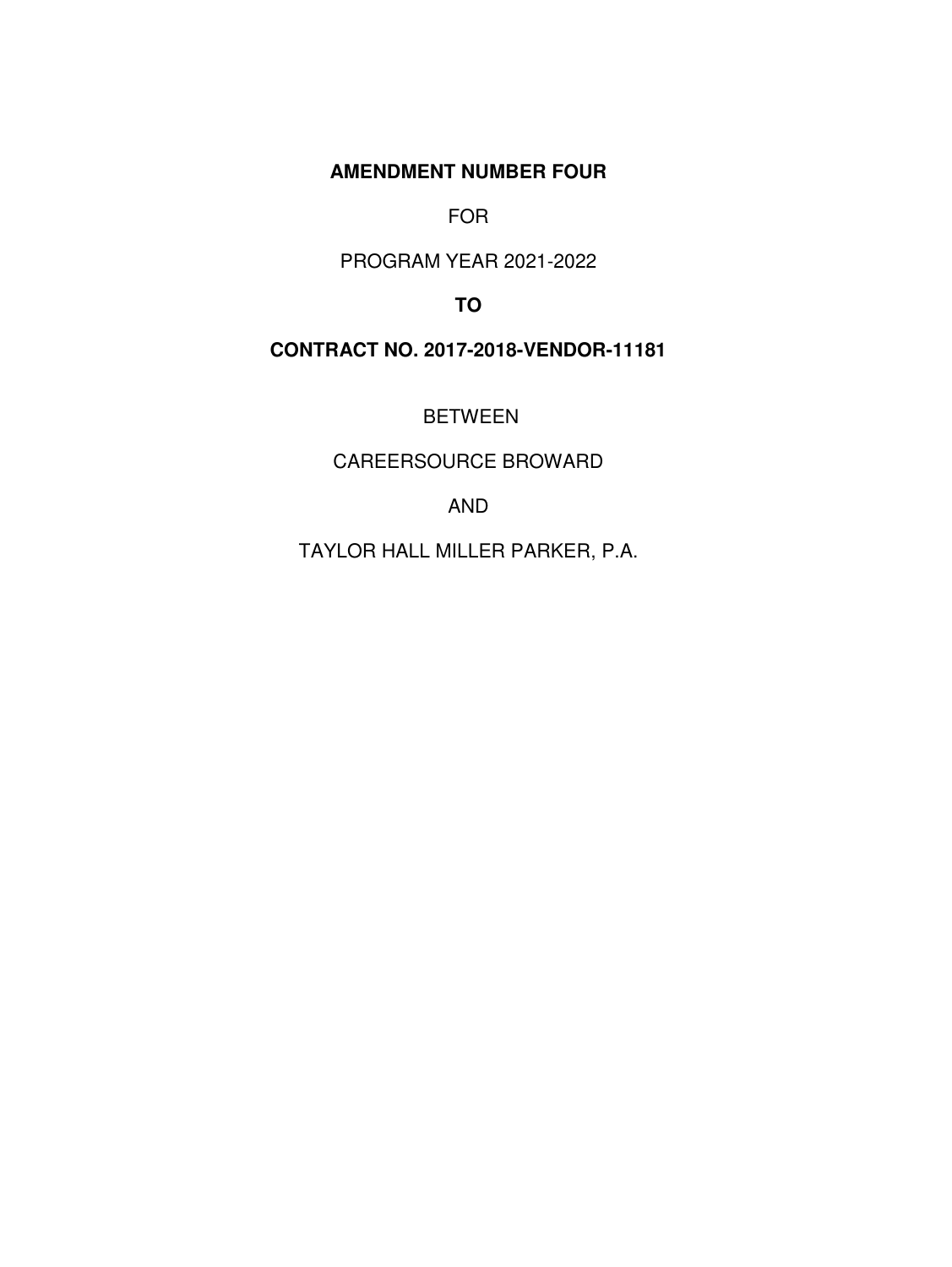**AMENDMENT NUMBER FOUR**

FOR

PROGRAM YEAR 2021-2022

**TO**

**CONTRACT NO. 2017-2018-VENDOR-11181**

BETWEEN

CAREERSOURCE BROWARD

AND

TAYLOR HALL MILLER PARKER, P.A.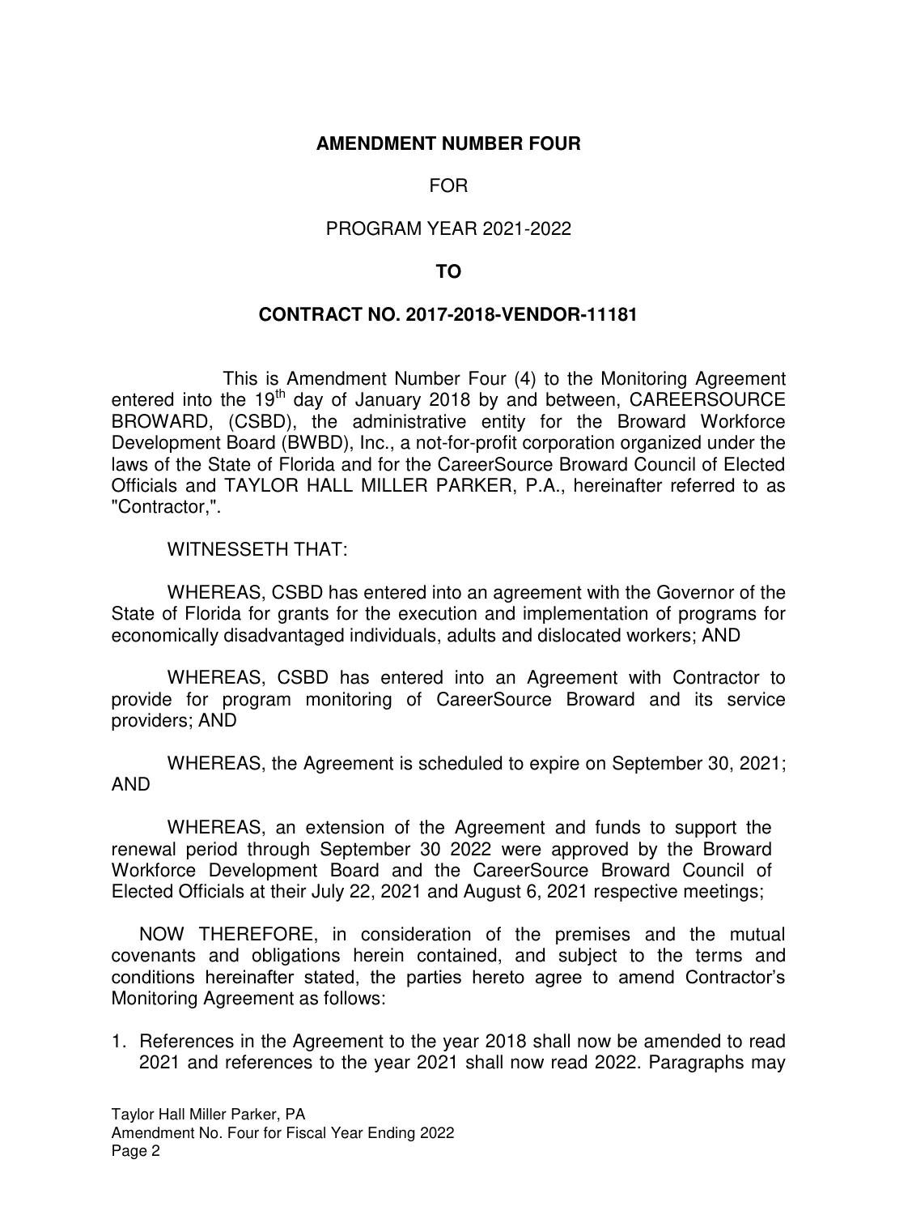**AMENDMENT NUMBER FOUR**

FOR

PROGRAM YEAR 2021-2022

**TO**

**CONTRACT NO. 2017-2018-VENDOR-11181**

This is Amendment Number Four (4) to the Monitoring Agreement entered into the 19th day of January 2018 by and between, CAREERSOURCE BROWARD, (CSBD), the administrative entity for the Broward Workforce Development Board (BWBD), Inc., a not-for-profit corporation organized under the laws of the State of Florida and for the CareerSource Broward Council of Elected Officials and TAYLOR HALL MILLER PARKER, P.A., hereinafter referred to as "Contractor,".

WITNESSETH THAT:

WHEREAS, CSBD has entered into an agreement with the Governor of the State of Florida for grants for the execution and implementation of programs for economically disadvantaged individuals, adults and dislocated workers; AND

WHEREAS, CSBD has entered into an Agreement with Contractor to provide for program monitoring of CareerSource Broward and its service providers; AND

WHEREAS, the Agreement is scheduled to expire on September 30, 2021; AND

WHEREAS, an extension of the Agreement and funds to support the renewal period through September 30 2022 were approved by the Broward Workforce Development Board and the CareerSource Broward Council of Elected Officials at their July 22, 2021 and August 6, 2021 respective meetings;

NOW THEREFORE, in consideration of the premises and the mutual covenants and obligations herein contained, and subject to the terms and conditions hereinafter stated, the parties hereto agree to amend Contractor's Monitoring Agreement as follows:

1. References in the Agreement to the year 2018 shall now be amended to read 2021 and references to the year 2021 shall now read 2022. Paragraphs may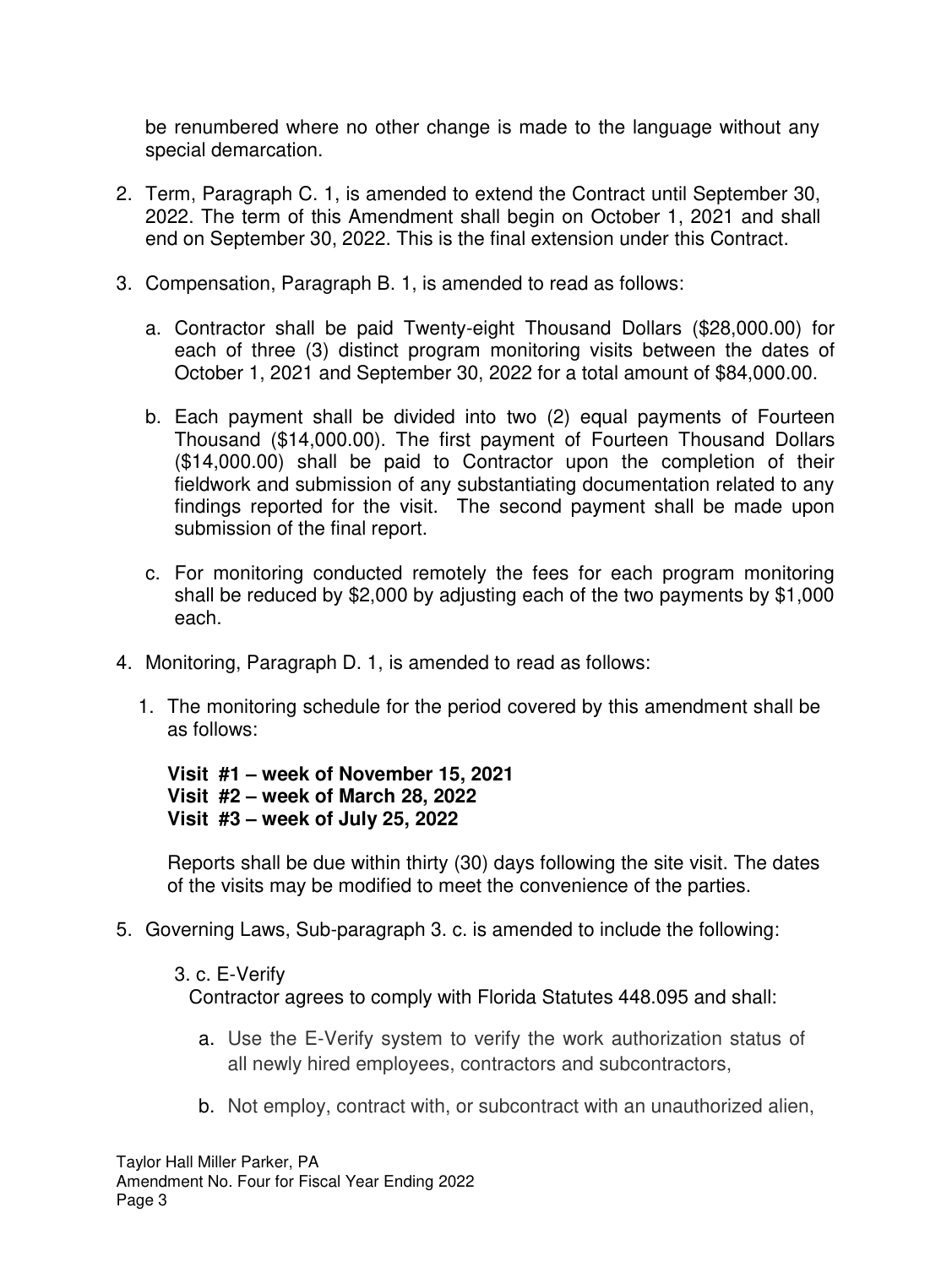be renumbered where no other change is made to the language without any special demarcation.

2. Term, Paragraph C. 1, is amended to extend the Contract until September 30, 2022. The term of this Amendment shall begin on October 1, 2021 and shall end on September 30, 2022. This is the final extension under this Contract.

3. Compensation, Paragraph B. 1, is amended to read as follows:

   a. Contractor shall be paid Twenty-eight Thousand Dollars ($28,000.00) for each of three (3) distinct program monitoring visits between the dates of October 1, 2021 and September 30, 2022 for a total amount of $84,000.00.

   b. Each payment shall be divided into two (2) equal payments of Fourteen Thousand ($14,000.00). The first payment of Fourteen Thousand Dollars ($14,000.00) shall be paid to Contractor upon the completion of their fieldwork and submission of any substantiating documentation related to any findings reported for the visit. The second payment shall be made upon submission of the final report.

   c. For monitoring conducted remotely the fees for each program monitoring shall be reduced by $2,000 by adjusting each of the two payments by $1,000 each.

4. Monitoring, Paragraph D. 1, is amended to read as follows:

   1. The monitoring schedule for the period covered by this amendment shall be as follows:

      **Visit #1 – week of November 15, 2021**
      **Visit #2 – week of March 28, 2022**
      **Visit #3 – week of July 25, 2022**

      Reports shall be due within thirty (30) days following the site visit. The dates of the visits may be modified to meet the convenience of the parties.

5. Governing Laws, Sub-paragraph 3. c. is amended to include the following:

   3. c. E-Verify
   Contractor agrees to comply with Florida Statutes 448.095 and shall:

   a. Use the E-Verify system to verify the work authorization status of all newly hired employees, contractors and subcontractors,

   b. Not employ, contract with, or subcontract with an unauthorized alien,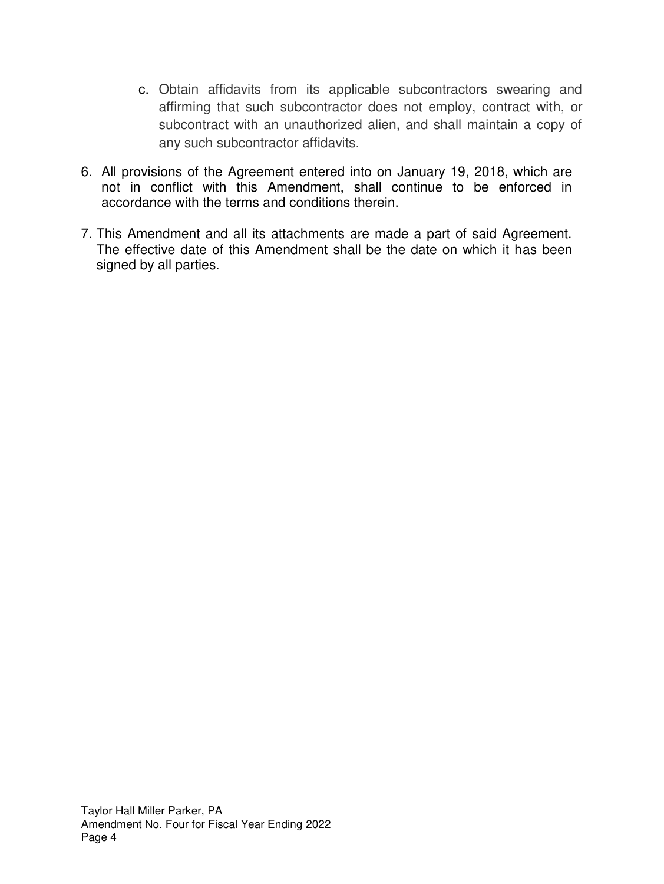c. Obtain affidavits from its applicable subcontractors swearing and affirming that such subcontractor does not employ, contract with, or subcontract with an unauthorized alien, and shall maintain a copy of any such subcontractor affidavits.

6. All provisions of the Agreement entered into on January 19, 2018, which are not in conflict with this Amendment, shall continue to be enforced in accordance with the terms and conditions therein.

7. This Amendment and all its attachments are made a part of said Agreement. The effective date of this Amendment shall be the date on which it has been signed by all parties.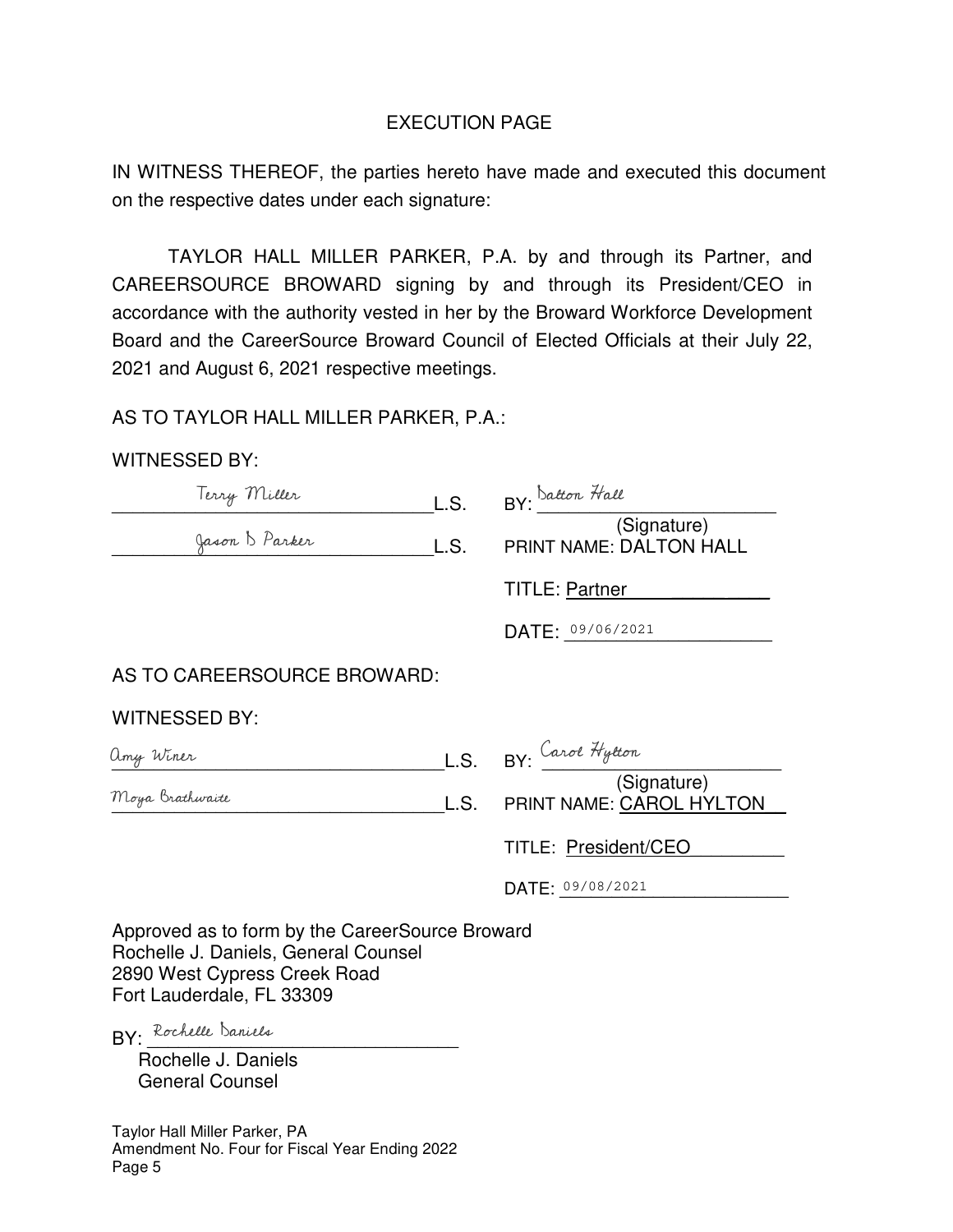# EXECUTION PAGE

IN WITNESS THEREOF, the parties hereto have made and executed this document on the respective dates under each signature:

TAYLOR HALL MILLER PARKER, P.A. by and through its Partner, and CAREERSOURCE BROWARD signing by and through its President/CEO in accordance with the authority vested in her by the Broward Workforce Development Board and the CareerSource Broward Council of Elected Officials at their July 22, 2021 and August 6, 2021 respective meetings.

AS TO TAYLOR HALL MILLER PARKER, P.A.:

WITNESSED BY:

Terry Miller _______________ L.S.  BY: Dalton Hall _______________ (Signature)

Jason D Parker _______________ L.S.  PRINT NAME: DALTON HALL

TITLE: Partner

DATE: 09/06/2021

AS TO CAREERSOURCE BROWARD:

WITNESSED BY:

Amy Winer _______________ L.S.  BY: Carol Hylton _______________ (Signature)

Moya Brathwaite _______________ L.S.  PRINT NAME: CAROL HYLTON

TITLE: President/CEO

DATE: 09/08/2021

Approved as to form by the CareerSource Broward
Rochelle J. Daniels, General Counsel
2890 West Cypress Creek Road
Fort Lauderdale, FL 33309

BY: Rochelle Daniels _______________
Rochelle J. Daniels
General Counsel

Taylor Hall Miller Parker, PA
Amendment No. Four for Fiscal Year Ending 2022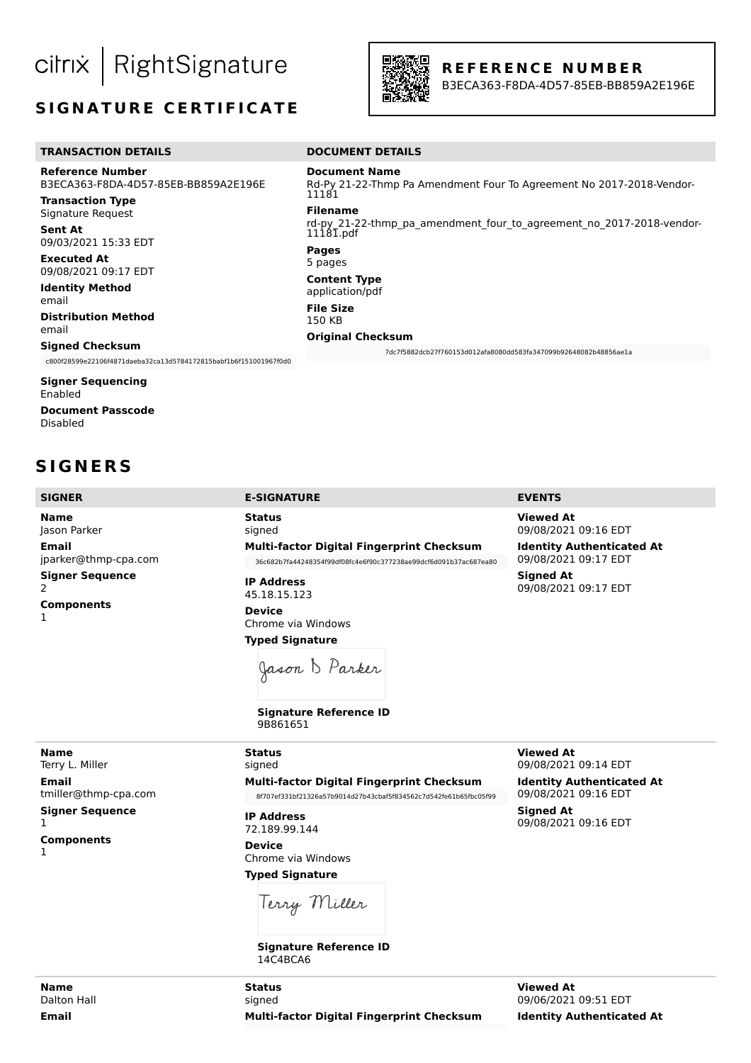citrix | RightSignature

## SIGNATURE CERTIFICATE

**REFERENCE NUMBER**
B3ECA363-F8DA-4D57-85EB-BB859A2E196E

### TRANSACTION DETAILS

**Reference Number**
B3ECA363-F8DA-4D57-85EB-BB859A2E196E

**Transaction Type**
Signature Request

**Sent At**
09/03/2021 15:33 EDT

**Executed At**
09/08/2021 09:17 EDT

**Identity Method**
email

**Distribution Method**
email

**Signed Checksum**
c800f28599e22106f4871daeba32ca13d5784172815babf1b6f151001967f0d0

**Signer Sequencing**
Enabled

**Document Passcode**
Disabled

### DOCUMENT DETAILS

**Document Name**
Rd-Py 21-22-Thmp Pa Amendment Four To Agreement No 2017-2018-Vendor-11181

**Filename**
rd-py_21-22-thmp_pa_amendment_four_to_agreement_no_2017-2018-vendor-11181.pdf

**Pages**
5 pages

**Content Type**
application/pdf

**File Size**
150 KB

**Original Checksum**
7dc7f5882dcb27f760153d012afa8080dd583fa347099b92648082b48856ae1a

## SIGNERS

| SIGNER | E-SIGNATURE | EVENTS |
|---|---|---|
| **Name** Jason Parker<br>**Email** jparker@thmp-cpa.com<br>**Signer Sequence** 2<br>**Components** 1 | **Status** signed<br>**Multi-factor Digital Fingerprint Checksum** 36c682b7fa44248354f99df08fc4e6f90c377238ae99dcf6d091b37ac687ea80<br>**IP Address** 45.18.15.123<br>**Device** Chrome via Windows<br>**Typed Signature** Jason D Parker<br>**Signature Reference ID** 9B861651 | **Viewed At** 09/08/2021 09:16 EDT<br>**Identity Authenticated At** 09/08/2021 09:17 EDT<br>**Signed At** 09/08/2021 09:17 EDT |
| **Name** Terry L. Miller<br>**Email** tmiller@thmp-cpa.com<br>**Signer Sequence** 1<br>**Components** 1 | **Status** signed<br>**Multi-factor Digital Fingerprint Checksum** 8f707ef331bf21326a57b9014d27b43cbaf5f834562c7d542fe61b65fbc05f99<br>**IP Address** 72.189.99.144<br>**Device** Chrome via Windows<br>**Typed Signature** Terry Miller<br>**Signature Reference ID** 14C4BCA6 | **Viewed At** 09/08/2021 09:14 EDT<br>**Identity Authenticated At** 09/08/2021 09:16 EDT<br>**Signed At** 09/08/2021 09:16 EDT |
| **Name** Dalton Hall<br>**Email** | **Status** signed<br>**Multi-factor Digital Fingerprint Checksum** | **Viewed At** 09/06/2021 09:51 EDT<br>**Identity Authenticated At** |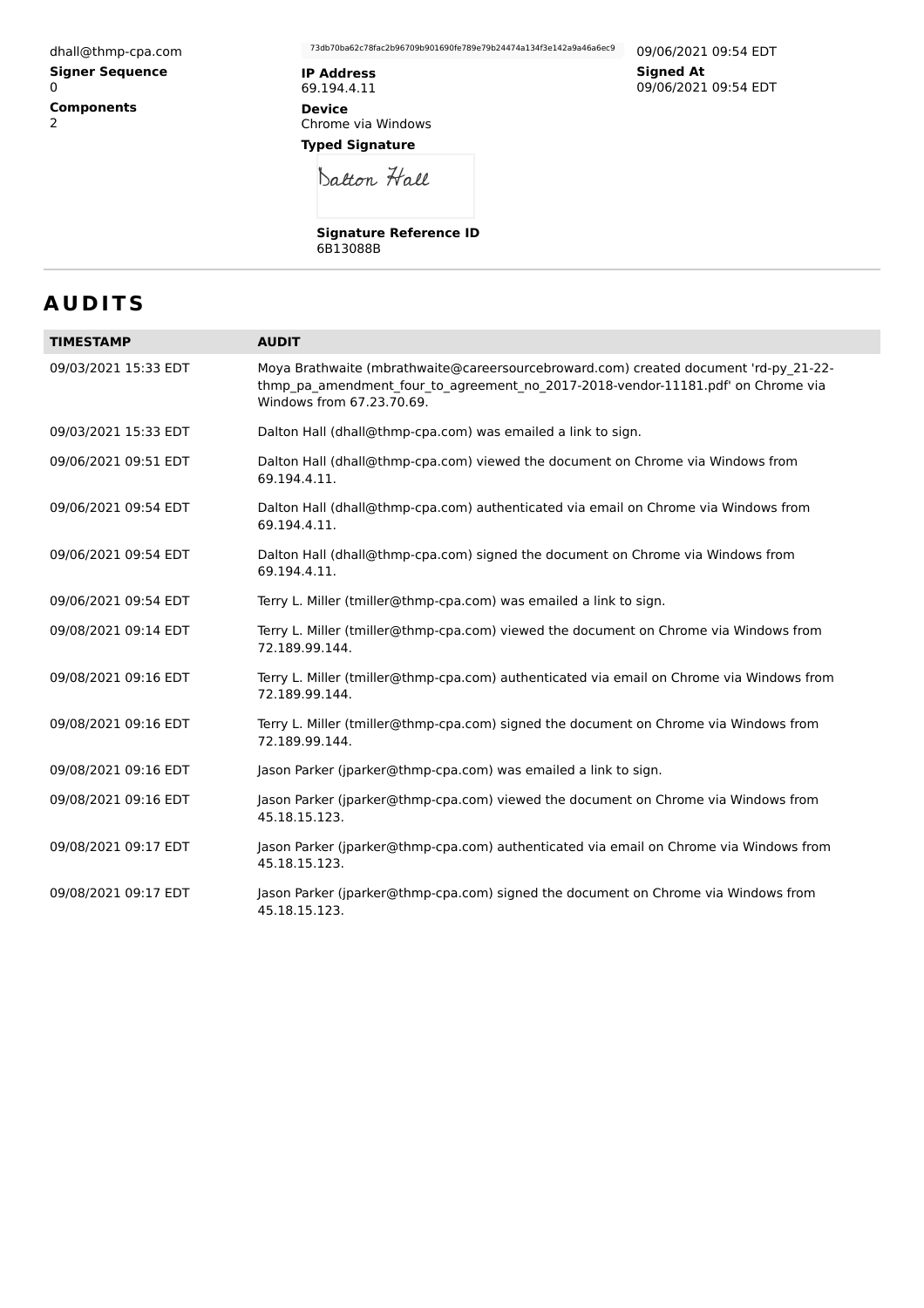dhall@thmp-cpa.com

**Signer Sequence**
0

**Components**
2

73db70ba62c78fac2b96709b901690fe789e79b24474a134f3e142a9a46a6ec9

**IP Address**
69.194.4.11

**Device**
Chrome via Windows

**Typed Signature**

Dalton Hall

**Signature Reference ID**
6B13088B

09/06/2021 09:54 EDT

**Signed At**
09/06/2021 09:54 EDT

## AUDITS

| TIMESTAMP | AUDIT |
| --- | --- |
| 09/03/2021 15:33 EDT | Moya Brathwaite (mbrathwaite@careersourcebroward.com) created document 'rd-py_21-22-thmp_pa_amendment_four_to_agreement_no_2017-2018-vendor-11181.pdf' on Chrome via Windows from 67.23.70.69. |
| 09/03/2021 15:33 EDT | Dalton Hall (dhall@thmp-cpa.com) was emailed a link to sign. |
| 09/06/2021 09:51 EDT | Dalton Hall (dhall@thmp-cpa.com) viewed the document on Chrome via Windows from 69.194.4.11. |
| 09/06/2021 09:54 EDT | Dalton Hall (dhall@thmp-cpa.com) authenticated via email on Chrome via Windows from 69.194.4.11. |
| 09/06/2021 09:54 EDT | Dalton Hall (dhall@thmp-cpa.com) signed the document on Chrome via Windows from 69.194.4.11. |
| 09/06/2021 09:54 EDT | Terry L. Miller (tmiller@thmp-cpa.com) was emailed a link to sign. |
| 09/08/2021 09:14 EDT | Terry L. Miller (tmiller@thmp-cpa.com) viewed the document on Chrome via Windows from 72.189.99.144. |
| 09/08/2021 09:16 EDT | Terry L. Miller (tmiller@thmp-cpa.com) authenticated via email on Chrome via Windows from 72.189.99.144. |
| 09/08/2021 09:16 EDT | Terry L. Miller (tmiller@thmp-cpa.com) signed the document on Chrome via Windows from 72.189.99.144. |
| 09/08/2021 09:16 EDT | Jason Parker (jparker@thmp-cpa.com) was emailed a link to sign. |
| 09/08/2021 09:16 EDT | Jason Parker (jparker@thmp-cpa.com) viewed the document on Chrome via Windows from 45.18.15.123. |
| 09/08/2021 09:17 EDT | Jason Parker (jparker@thmp-cpa.com) authenticated via email on Chrome via Windows from 45.18.15.123. |
| 09/08/2021 09:17 EDT | Jason Parker (jparker@thmp-cpa.com) signed the document on Chrome via Windows from 45.18.15.123. |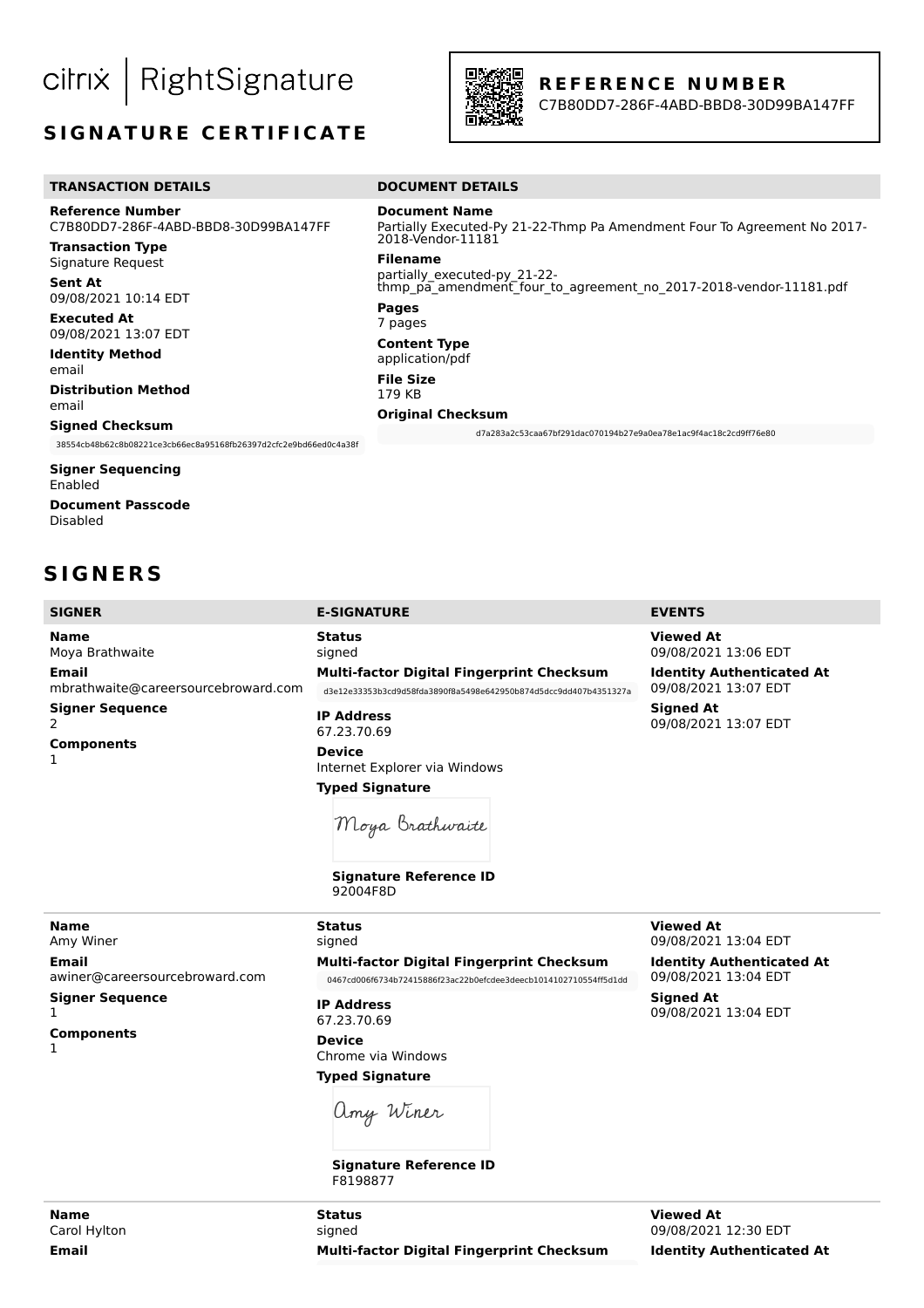citrix | RightSignature

# SIGNATURE CERTIFICATE

**REFERENCE NUMBER**
C7B80DD7-286F-4ABD-BBD8-30D99BA147FF

## TRANSACTION DETAILS

**Reference Number**
C7B80DD7-286F-4ABD-BBD8-30D99BA147FF

**Transaction Type**
Signature Request

**Sent At**
09/08/2021 10:14 EDT

**Executed At**
09/08/2021 13:07 EDT

**Identity Method**
email

**Distribution Method**
email

**Signed Checksum**
38554cb48b62c8b08221ce3cb66ec8a95168fb26397d2cfc2e9bd66ed0c4a38f

**Signer Sequencing**
Enabled

**Document Passcode**
Disabled

## DOCUMENT DETAILS

**Document Name**
Partially Executed-Py 21-22-Thmp Pa Amendment Four To Agreement No 2017-2018-Vendor-11181

**Filename**
partially_executed-py_21-22-thmp_pa_amendment_four_to_agreement_no_2017-2018-vendor-11181.pdf

**Pages**
7 pages

**Content Type**
application/pdf

**File Size**
179 KB

**Original Checksum**
d7a283a2c53caa67bf291dac070194b27e9a0ea78e1ac9f4ac18c2cd9ff76e80

# SIGNERS

| SIGNER | E-SIGNATURE | EVENTS |
|---|---|---|
| **Name** Moya Brathwaite<br>**Email** mbrathwaite@careersourcebroward.com<br>**Signer Sequence** 2<br>**Components** 1 | **Status** signed<br>**Multi-factor Digital Fingerprint Checksum** d3e12e33353b3cd9d58fda3890f8a5498e642950b874d5dcc9dd407b4351327a<br>**IP Address** 67.23.70.69<br>**Device** Internet Explorer via Windows<br>**Typed Signature** Moya Brathwaite<br>**Signature Reference ID** 92004F8D | **Viewed At** 09/08/2021 13:06 EDT<br>**Identity Authenticated At** 09/08/2021 13:07 EDT<br>**Signed At** 09/08/2021 13:07 EDT |
| **Name** Amy Winer<br>**Email** awiner@careersourcebroward.com<br>**Signer Sequence** 1<br>**Components** 1 | **Status** signed<br>**Multi-factor Digital Fingerprint Checksum** 0467cd006f6734b72415886f23ac22b0efcdee3deecb1014102710554ff5d1dd<br>**IP Address** 67.23.70.69<br>**Device** Chrome via Windows<br>**Typed Signature** Amy Winer<br>**Signature Reference ID** F8198877 | **Viewed At** 09/08/2021 13:04 EDT<br>**Identity Authenticated At** 09/08/2021 13:04 EDT<br>**Signed At** 09/08/2021 13:04 EDT |
| **Name** Carol Hylton<br>**Email** | **Status** signed<br>**Multi-factor Digital Fingerprint Checksum** | **Viewed At** 09/08/2021 12:30 EDT<br>**Identity Authenticated At** |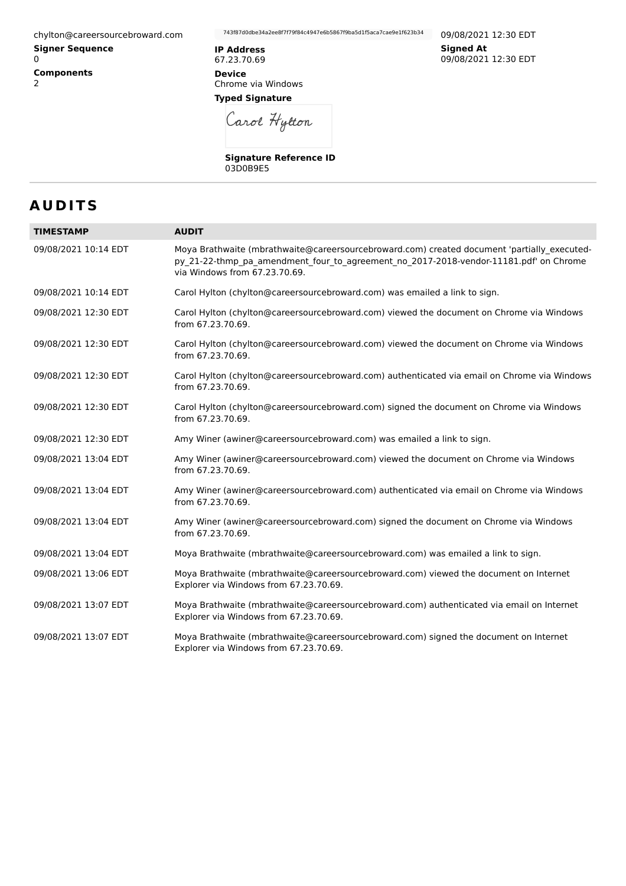chylton@careersourcebroward.com

**Signer Sequence**
0

**Components**
2

743f87d0dbe34a2ee8f7f79f84c4947e6b5867f9ba5d1f5aca7cae9e1f623b34

**IP Address**
67.23.70.69

**Device**
Chrome via Windows

**Typed Signature**

Carol Hylton

**Signature Reference ID**
03D0B9E5

09/08/2021 12:30 EDT

**Signed At**
09/08/2021 12:30 EDT

# AUDITS

| TIMESTAMP | AUDIT |
|---|---|
| 09/08/2021 10:14 EDT | Moya Brathwaite (mbrathwaite@careersourcebroward.com) created document 'partially_executed-py_21-22-thmp_pa_amendment_four_to_agreement_no_2017-2018-vendor-11181.pdf' on Chrome via Windows from 67.23.70.69. |
| 09/08/2021 10:14 EDT | Carol Hylton (chylton@careersourcebroward.com) was emailed a link to sign. |
| 09/08/2021 12:30 EDT | Carol Hylton (chylton@careersourcebroward.com) viewed the document on Chrome via Windows from 67.23.70.69. |
| 09/08/2021 12:30 EDT | Carol Hylton (chylton@careersourcebroward.com) viewed the document on Chrome via Windows from 67.23.70.69. |
| 09/08/2021 12:30 EDT | Carol Hylton (chylton@careersourcebroward.com) authenticated via email on Chrome via Windows from 67.23.70.69. |
| 09/08/2021 12:30 EDT | Carol Hylton (chylton@careersourcebroward.com) signed the document on Chrome via Windows from 67.23.70.69. |
| 09/08/2021 12:30 EDT | Amy Winer (awiner@careersourcebroward.com) was emailed a link to sign. |
| 09/08/2021 13:04 EDT | Amy Winer (awiner@careersourcebroward.com) viewed the document on Chrome via Windows from 67.23.70.69. |
| 09/08/2021 13:04 EDT | Amy Winer (awiner@careersourcebroward.com) authenticated via email on Chrome via Windows from 67.23.70.69. |
| 09/08/2021 13:04 EDT | Amy Winer (awiner@careersourcebroward.com) signed the document on Chrome via Windows from 67.23.70.69. |
| 09/08/2021 13:04 EDT | Moya Brathwaite (mbrathwaite@careersourcebroward.com) was emailed a link to sign. |
| 09/08/2021 13:06 EDT | Moya Brathwaite (mbrathwaite@careersourcebroward.com) viewed the document on Internet Explorer via Windows from 67.23.70.69. |
| 09/08/2021 13:07 EDT | Moya Brathwaite (mbrathwaite@careersourcebroward.com) authenticated via email on Internet Explorer via Windows from 67.23.70.69. |
| 09/08/2021 13:07 EDT | Moya Brathwaite (mbrathwaite@careersourcebroward.com) signed the document on Internet Explorer via Windows from 67.23.70.69. |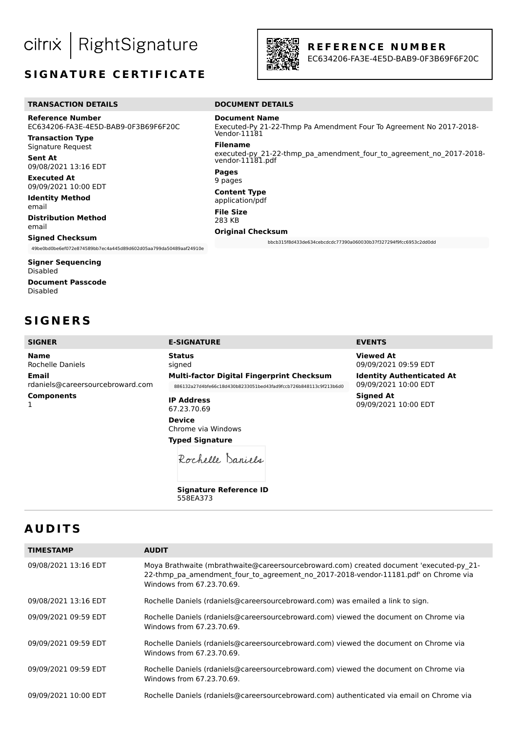citrix | RightSignature

# SIGNATURE CERTIFICATE

**REFERENCE NUMBER**
EC634206-FA3E-4E5D-BAB9-0F3B69F6F20C

## TRANSACTION DETAILS

**Reference Number**
EC634206-FA3E-4E5D-BAB9-0F3B69F6F20C

**Transaction Type**
Signature Request

**Sent At**
09/08/2021 13:16 EDT

**Executed At**
09/09/2021 10:00 EDT

**Identity Method**
email

**Distribution Method**
email

**Signed Checksum**
49be0bd0be6ef072e874589bb7ec4a445d89d602d05aa799da50489aaf24910e

**Signer Sequencing**
Disabled

**Document Passcode**
Disabled

## DOCUMENT DETAILS

**Document Name**
Executed-Py 21-22-Thmp Pa Amendment Four To Agreement No 2017-2018-Vendor-11181

**Filename**
executed-py_21-22-thmp_pa_amendment_four_to_agreement_no_2017-2018-vendor-11181.pdf

**Pages**
9 pages

**Content Type**
application/pdf

**File Size**
283 KB

**Original Checksum**
bbcb315f8d433de634cebcdcdc77390a060030b37f327294f9fcc6953c2dd0dd

# SIGNERS

## SIGNER

**Name**
Rochelle Daniels

**Email**
rdaniels@careersourcebroward.com

**Components**
1

## E-SIGNATURE

**Status**
signed

**Multi-factor Digital Fingerprint Checksum**
886132a27d4bfe66c18d430b8233051bed43fad9fccb726b848113c9f213b6d0

**IP Address**
67.23.70.69

**Device**
Chrome via Windows

**Typed Signature**
Rochelle Daniels

**Signature Reference ID**
558EA373

## EVENTS

**Viewed At**
09/09/2021 09:59 EDT

**Identity Authenticated At**
09/09/2021 10:00 EDT

**Signed At**
09/09/2021 10:00 EDT

# AUDITS

| TIMESTAMP | AUDIT |
|---|---|
| 09/08/2021 13:16 EDT | Moya Brathwaite (mbrathwaite@careersourcebroward.com) created document 'executed-py_21-22-thmp_pa_amendment_four_to_agreement_no_2017-2018-vendor-11181.pdf' on Chrome via Windows from 67.23.70.69. |
| 09/08/2021 13:16 EDT | Rochelle Daniels (rdaniels@careersourcebroward.com) was emailed a link to sign. |
| 09/09/2021 09:59 EDT | Rochelle Daniels (rdaniels@careersourcebroward.com) viewed the document on Chrome via Windows from 67.23.70.69. |
| 09/09/2021 09:59 EDT | Rochelle Daniels (rdaniels@careersourcebroward.com) viewed the document on Chrome via Windows from 67.23.70.69. |
| 09/09/2021 09:59 EDT | Rochelle Daniels (rdaniels@careersourcebroward.com) viewed the document on Chrome via Windows from 67.23.70.69. |
| 09/09/2021 10:00 EDT | Rochelle Daniels (rdaniels@careersourcebroward.com) authenticated via email on Chrome via |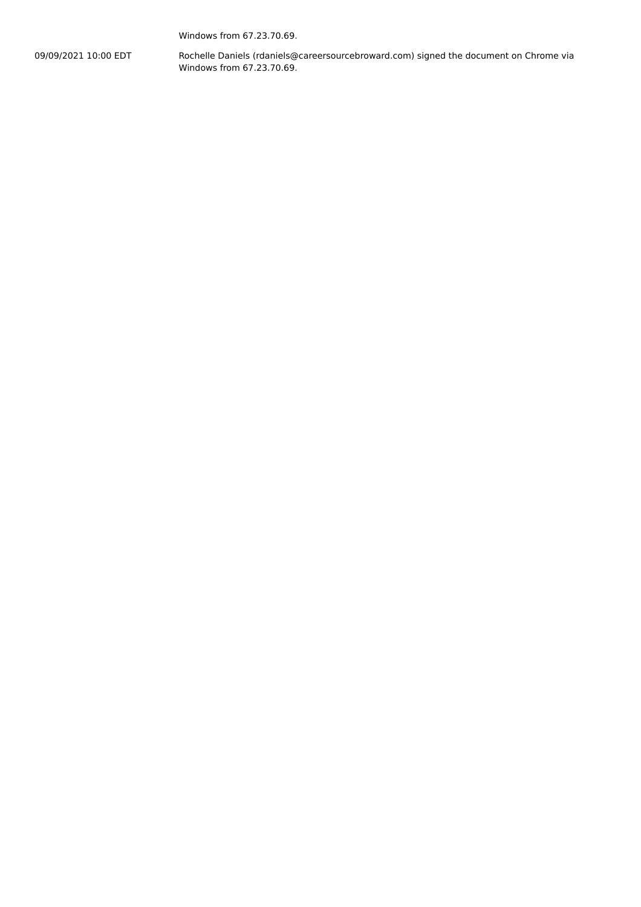Windows from 67.23.70.69.

| | |
|---|---|
| 09/09/2021 10:00 EDT | Rochelle Daniels (rdaniels@careersourcebroward.com) signed the document on Chrome via Windows from 67.23.70.69. |